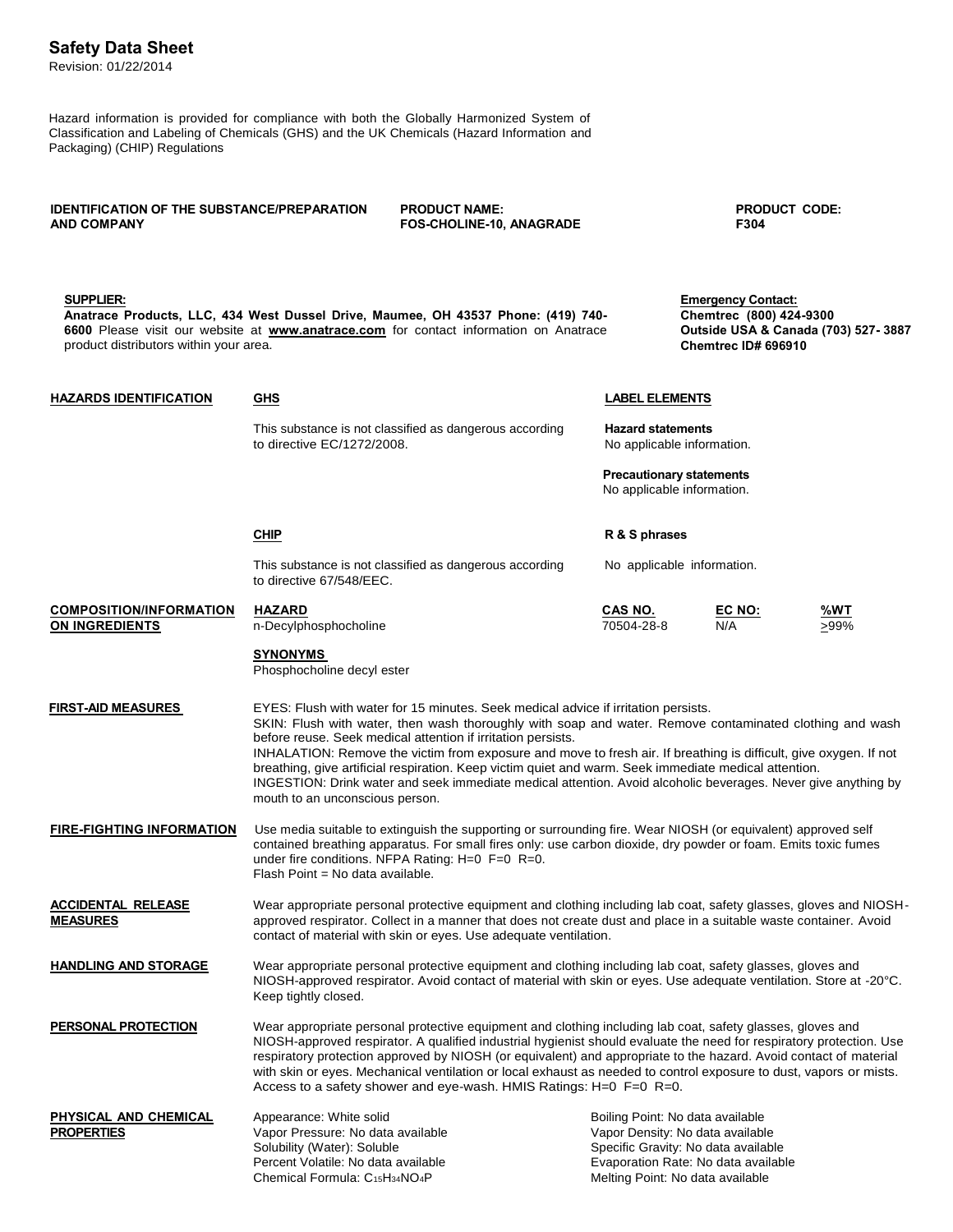# Safety Data Sheet

Revision: 01/22/2014

Hazard information is provided for compliance with both the Globally Harmonized System of Classification and Labeling of Chemicals (GHS) and the UK Chemicals (Hazard Information and Packaging) (CHIP) Regulations

| IDENTIFICATION OF THE SUBSTANCE/PREPARATION AND COMPANY | PRODUCT NAME: | PRODUCT CODE: |
|---|---|---|
| | FOS-CHOLINE-10, ANAGRADE | F304 |

**SUPPLIER:**
**Anatrace Products, LLC, 434 West Dussel Drive, Maumee, OH 43537 Phone: (419) 740-6600** Please visit our website at **www.anatrace.com** for contact information on Anatrace product distributors within your area.

**Emergency Contact:**
**Chemtrec (800) 424-9300**
**Outside USA & Canada (703) 527- 3887**
**Chemtrec ID# 696910**

## HAZARDS IDENTIFICATION

**GHS**

This substance is not classified as dangerous according to directive EC/1272/2008.

**LABEL ELEMENTS**

**Hazard statements**
No applicable information.

**Precautionary statements**
No applicable information.

**CHIP**

This substance is not classified as dangerous according to directive 67/548/EEC.

**R & S phrases**

No applicable information.

## COMPOSITION/INFORMATION ON INGREDIENTS

| HAZARD | CAS NO. | EC NO: | %WT |
|---|---|---|---|
| n-Decylphosphocholine | 70504-28-8 | N/A | >99% |

**SYNONYMS**
Phosphocholine decyl ester

## FIRST-AID MEASURES

EYES: Flush with water for 15 minutes. Seek medical advice if irritation persists.
SKIN: Flush with water, then wash thoroughly with soap and water. Remove contaminated clothing and wash before reuse. Seek medical attention if irritation persists.
INHALATION: Remove the victim from exposure and move to fresh air. If breathing is difficult, give oxygen. If not breathing, give artificial respiration. Keep victim quiet and warm. Seek immediate medical attention.
INGESTION: Drink water and seek immediate medical attention. Avoid alcoholic beverages. Never give anything by mouth to an unconscious person.

## FIRE-FIGHTING INFORMATION

Use media suitable to extinguish the supporting or surrounding fire. Wear NIOSH (or equivalent) approved self contained breathing apparatus. For small fires only: use carbon dioxide, dry powder or foam. Emits toxic fumes under fire conditions. NFPA Rating: H=0 F=0 R=0.
Flash Point = No data available.

## ACCIDENTAL RELEASE MEASURES

Wear appropriate personal protective equipment and clothing including lab coat, safety glasses, gloves and NIOSH-approved respirator. Collect in a manner that does not create dust and place in a suitable waste container. Avoid contact of material with skin or eyes. Use adequate ventilation.

## HANDLING AND STORAGE

Wear appropriate personal protective equipment and clothing including lab coat, safety glasses, gloves and NIOSH-approved respirator. Avoid contact of material with skin or eyes. Use adequate ventilation. Store at -20°C. Keep tightly closed.

## PERSONAL PROTECTION

Wear appropriate personal protective equipment and clothing including lab coat, safety glasses, gloves and NIOSH-approved respirator. A qualified industrial hygienist should evaluate the need for respiratory protection. Use respiratory protection approved by NIOSH (or equivalent) and appropriate to the hazard. Avoid contact of material with skin or eyes. Mechanical ventilation or local exhaust as needed to control exposure to dust, vapors or mists. Access to a safety shower and eye-wash. HMIS Ratings: H=0 F=0 R=0.

## PHYSICAL AND CHEMICAL PROPERTIES

Appearance: White solid
Vapor Pressure: No data available
Solubility (Water): Soluble
Percent Volatile: No data available
Chemical Formula: $C_{15}H_{34}NO_4P$

Boiling Point: No data available
Vapor Density: No data available
Specific Gravity: No data available
Evaporation Rate: No data available
Melting Point: No data available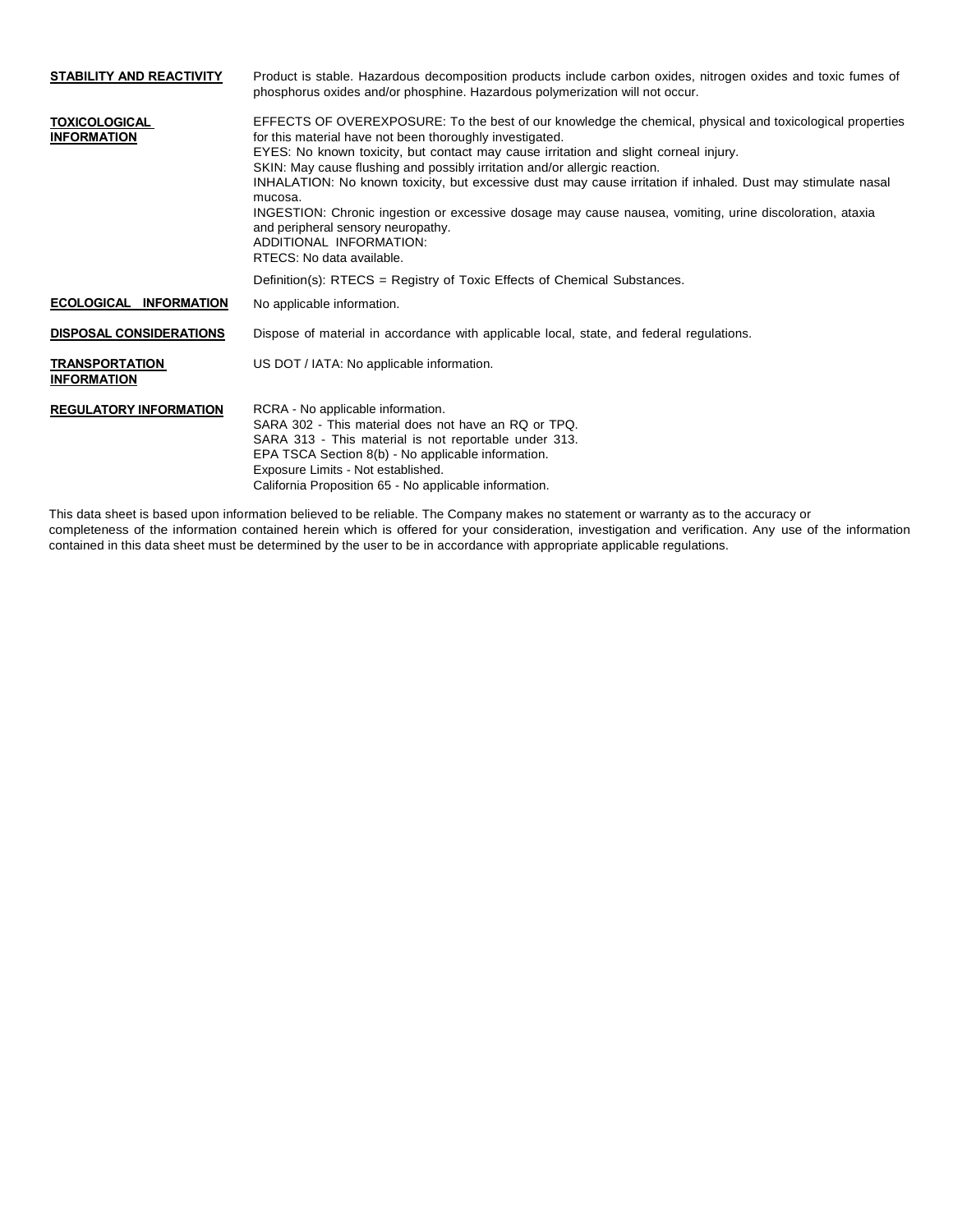**STABILITY AND REACTIVITY**

Product is stable. Hazardous decomposition products include carbon oxides, nitrogen oxides and toxic fumes of phosphorus oxides and/or phosphine. Hazardous polymerization will not occur.

**TOXICOLOGICAL INFORMATION**

EFFECTS OF OVEREXPOSURE: To the best of our knowledge the chemical, physical and toxicological properties for this material have not been thoroughly investigated.
EYES: No known toxicity, but contact may cause irritation and slight corneal injury.
SKIN: May cause flushing and possibly irritation and/or allergic reaction.
INHALATION: No known toxicity, but excessive dust may cause irritation if inhaled. Dust may stimulate nasal mucosa.
INGESTION: Chronic ingestion or excessive dosage may cause nausea, vomiting, urine discoloration, ataxia and peripheral sensory neuropathy.
ADDITIONAL INFORMATION:
RTECS: No data available.

Definition(s): RTECS = Registry of Toxic Effects of Chemical Substances.

**ECOLOGICAL INFORMATION**

No applicable information.

**DISPOSAL CONSIDERATIONS**

Dispose of material in accordance with applicable local, state, and federal regulations.

**TRANSPORTATION INFORMATION**

US DOT / IATA: No applicable information.

**REGULATORY INFORMATION**

RCRA - No applicable information.
SARA 302 - This material does not have an RQ or TPQ.
SARA 313 - This material is not reportable under 313.
EPA TSCA Section 8(b) - No applicable information.
Exposure Limits - Not established.
California Proposition 65 - No applicable information.

This data sheet is based upon information believed to be reliable. The Company makes no statement or warranty as to the accuracy or completeness of the information contained herein which is offered for your consideration, investigation and verification. Any use of the information contained in this data sheet must be determined by the user to be in accordance with appropriate applicable regulations.